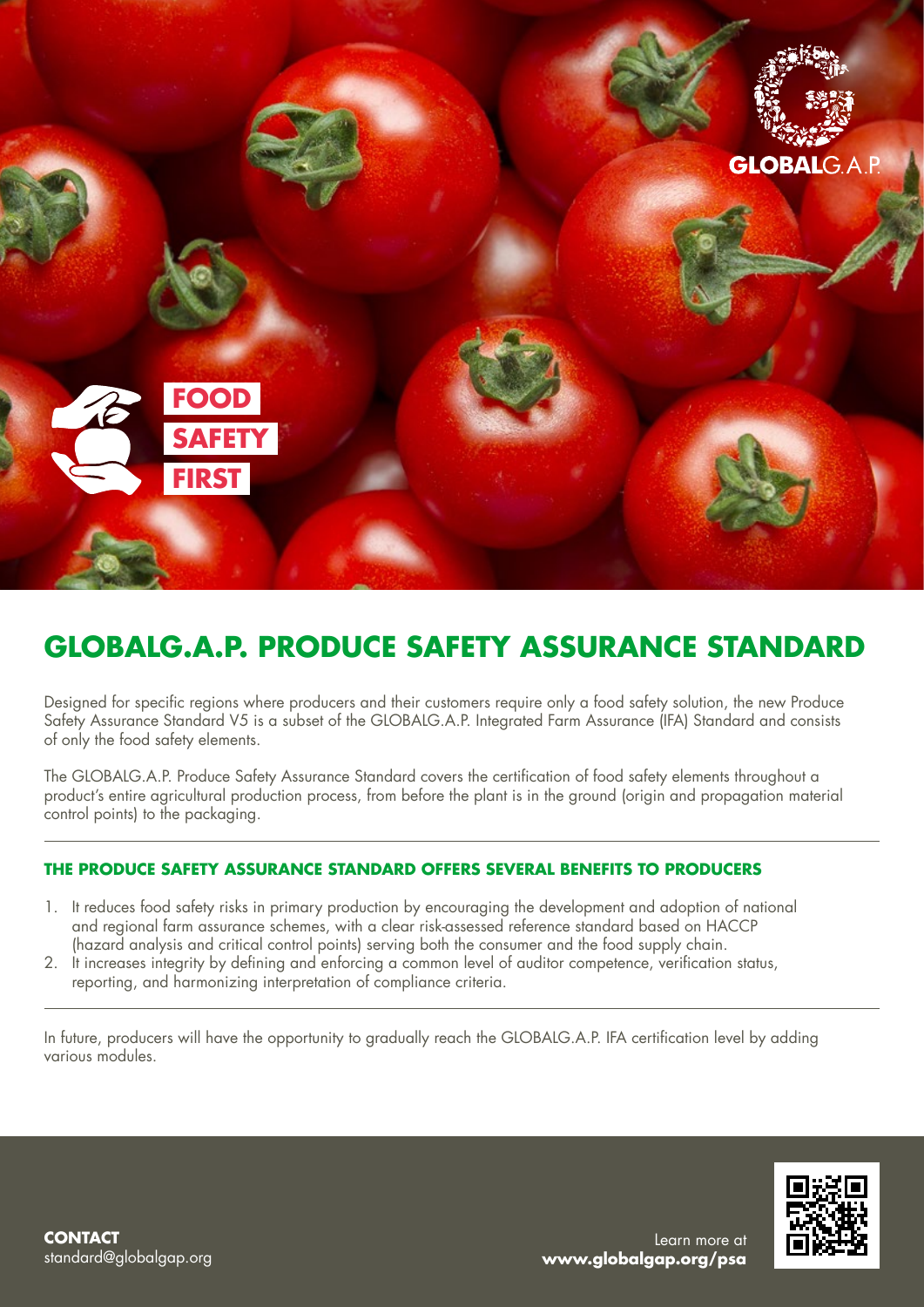GLOBALG.A.P.

FOOD
SAFETY
FIRST

# GLOBALG.A.P. PRODUCE SAFETY ASSURANCE STANDARD

Designed for specific regions where producers and their customers require only a food safety solution, the new Produce Safety Assurance Standard V5 is a subset of the GLOBALG.A.P. Integrated Farm Assurance (IFA) Standard and consists of only the food safety elements.

The GLOBALG.A.P. Produce Safety Assurance Standard covers the certification of food safety elements throughout a product's entire agricultural production process, from before the plant is in the ground (origin and propagation material control points) to the packaging.

## THE PRODUCE SAFETY ASSURANCE STANDARD OFFERS SEVERAL BENEFITS TO PRODUCERS

1. It reduces food safety risks in primary production by encouraging the development and adoption of national and regional farm assurance schemes, with a clear risk-assessed reference standard based on HACCP (hazard analysis and critical control points) serving both the consumer and the food supply chain.
2. It increases integrity by defining and enforcing a common level of auditor competence, verification status, reporting, and harmonizing interpretation of compliance criteria.

In future, producers will have the opportunity to gradually reach the GLOBALG.A.P. IFA certification level by adding various modules.

**CONTACT**
standard@globalgap.org

Learn more at
**www.globalgap.org/psa**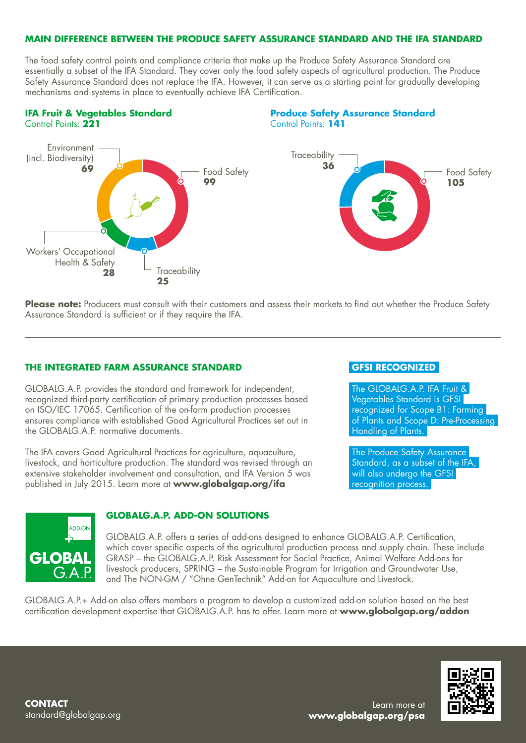## MAIN DIFFERENCE BETWEEN THE PRODUCE SAFETY ASSURANCE STANDARD AND THE IFA STANDARD

The food safety control points and compliance criteria that make up the Produce Safety Assurance Standard are essentially a subset of the IFA Standard. They cover only the food safety aspects of agricultural production. The Produce Safety Assurance Standard does not replace the IFA. However, it can serve as a starting point for gradually developing mechanisms and systems in place to eventually achieve IFA Certification.

**IFA Fruit & Vegetables Standard**
Control Points: **221**

Environment (incl. Biodiversity)
**69**

Food Safety
**99**

Workers' Occupational Health & Safety
**28**

Traceability
**25**

**Produce Safety Assurance Standard**
Control Points: **141**

Traceability
**36**

Food Safety
**105**

**Please note:** Producers must consult with their customers and assess their markets to find out whether the Produce Safety Assurance Standard is sufficient or if they require the IFA.

---

## THE INTEGRATED FARM ASSURANCE STANDARD

GLOBALG.A.P. provides the standard and framework for independent, recognized third-party certification of primary production processes based on ISO/IEC 17065. Certification of the on-farm production processes ensures compliance with established Good Agricultural Practices set out in the GLOBALG.A.P. normative documents.

The IFA covers Good Agricultural Practices for agriculture, aquaculture, livestock, and horticulture production. The standard was revised through an extensive stakeholder involvement and consultation, and IFA Version 5 was published in July 2015. Learn more at **www.globalgap.org/ifa**

## GFSI RECOGNIZED

The GLOBALG.A.P. IFA Fruit & Vegetables Standard is GFSI recognized for Scope B1: Farming of Plants and Scope D: Pre-Processing Handling of Plants.

The Produce Safety Assurance Standard, as a subset of the IFA, will also undergo the GFSI recognition process.

ADD-ON + GLOBAL G.A.P.

## GLOBALG.A.P. ADD-ON SOLUTIONS

GLOBALG.A.P. offers a series of add-ons designed to enhance GLOBALG.A.P. Certification, which cover specific aspects of the agricultural production process and supply chain. These include GRASP – the GLOBALG.A.P. Risk Assessment for Social Practice, Animal Welfare Add-ons for livestock producers, SPRING – the Sustainable Program for Irrigation and Groundwater Use, and The NON-GM / "Ohne GenTechnik" Add-on for Aquaculture and Livestock.

GLOBALG.A.P.+ Add-on also offers members a program to develop a customized add-on solution based on the best certification development expertise that GLOBALG.A.P. has to offer. Learn more at **www.globalgap.org/addon**

**CONTACT**
standard@globalgap.org

Learn more at
**www.globalgap.org/psa**